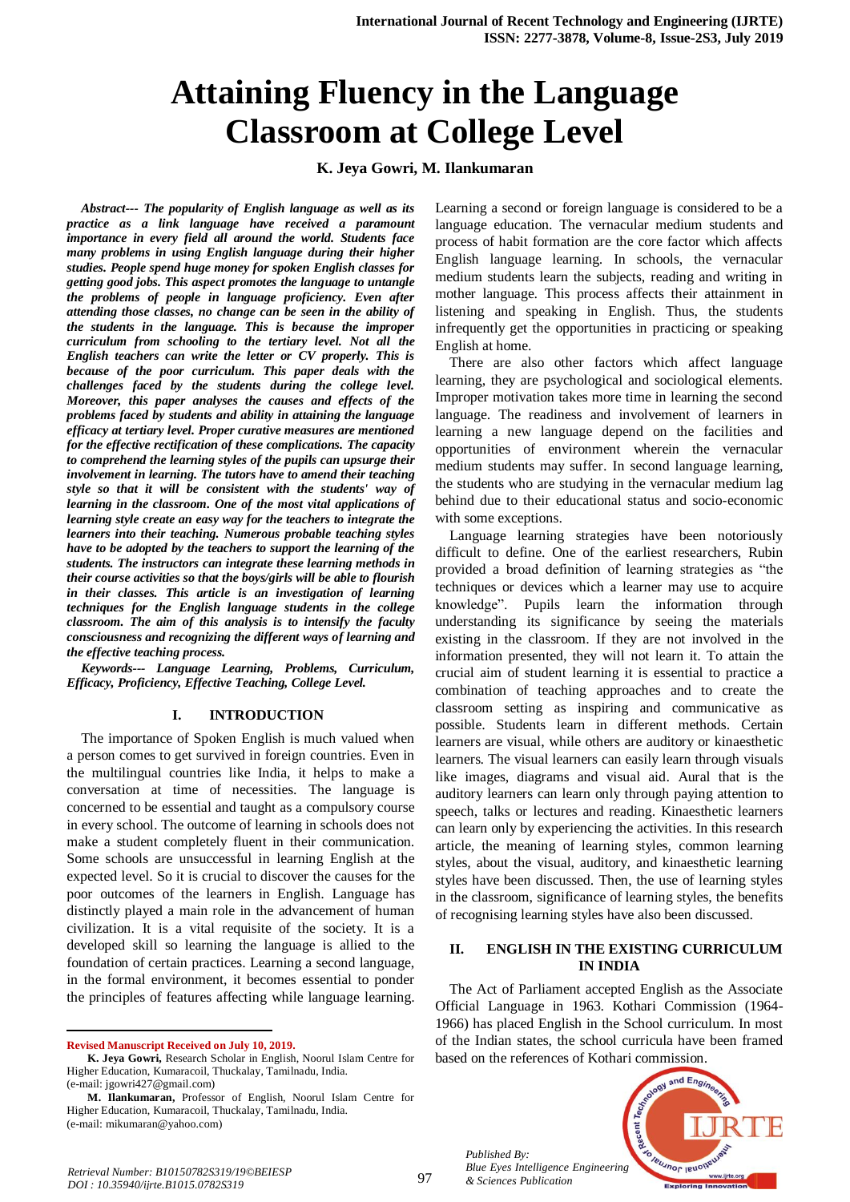# Attaining Fluency in the Language Classroom at College Level

**K. Jeya Gowri, M. Ilankumaran**

***Abstract--- The popularity of English language as well as its practice as a link language have received a paramount importance in every field all around the world. Students face many problems in using English language during their higher studies. People spend huge money for spoken English classes for getting good jobs. This aspect promotes the language to untangle the problems of people in language proficiency. Even after attending those classes, no change can be seen in the ability of the students in the language. This is because the improper curriculum from schooling to the tertiary level. Not all the English teachers can write the letter or CV properly. This is because of the poor curriculum. This paper deals with the challenges faced by the students during the college level. Moreover, this paper analyses the causes and effects of the problems faced by students and ability in attaining the language efficacy at tertiary level. Proper curative measures are mentioned for the effective rectification of these complications. The capacity to comprehend the learning styles of the pupils can upsurge their involvement in learning. The tutors have to amend their teaching style so that it will be consistent with the students' way of learning in the classroom. One of the most vital applications of learning style create an easy way for the teachers to integrate the learners into their teaching. Numerous probable teaching styles have to be adopted by the teachers to support the learning of the students. The instructors can integrate these learning methods in their course activities so that the boys/girls will be able to flourish in their classes. This article is an investigation of learning techniques for the English language students in the college classroom. The aim of this analysis is to intensify the faculty consciousness and recognizing the different ways of learning and the effective teaching process.***

***Keywords--- Language Learning, Problems, Curriculum, Efficacy, Proficiency, Effective Teaching, College Level.***

## I. INTRODUCTION

The importance of Spoken English is much valued when a person comes to get survived in foreign countries. Even in the multilingual countries like India, it helps to make a conversation at time of necessities. The language is concerned to be essential and taught as a compulsory course in every school. The outcome of learning in schools does not make a student completely fluent in their communication. Some schools are unsuccessful in learning English at the expected level. So it is crucial to discover the causes for the poor outcomes of the learners in English. Language has distinctly played a main role in the advancement of human civilization. It is a vital requisite of the society. It is a developed skill so learning the language is allied to the foundation of certain practices. Learning a second language, in the formal environment, it becomes essential to ponder the principles of features affecting while language learning. Learning a second or foreign language is considered to be a language education. The vernacular medium students and process of habit formation are the core factor which affects English language learning. In schools, the vernacular medium students learn the subjects, reading and writing in mother language. This process affects their attainment in listening and speaking in English. Thus, the students infrequently get the opportunities in practicing or speaking English at home.

There are also other factors which affect language learning, they are psychological and sociological elements. Improper motivation takes more time in learning the second language. The readiness and involvement of learners in learning a new language depend on the facilities and opportunities of environment wherein the vernacular medium students may suffer. In second language learning, the students who are studying in the vernacular medium lag behind due to their educational status and socio-economic with some exceptions.

Language learning strategies have been notoriously difficult to define. One of the earliest researchers, Rubin provided a broad definition of learning strategies as "the techniques or devices which a learner may use to acquire knowledge". Pupils learn the information through understanding its significance by seeing the materials existing in the classroom. If they are not involved in the information presented, they will not learn it. To attain the crucial aim of student learning it is essential to practice a combination of teaching approaches and to create the classroom setting as inspiring and communicative as possible. Students learn in different methods. Certain learners are visual, while others are auditory or kinaesthetic learners. The visual learners can easily learn through visuals like images, diagrams and visual aid. Aural that is the auditory learners can learn only through paying attention to speech, talks or lectures and reading. Kinaesthetic learners can learn only by experiencing the activities. In this research article, the meaning of learning styles, common learning styles, about the visual, auditory, and kinaesthetic learning styles have been discussed. Then, the use of learning styles in the classroom, significance of learning styles, the benefits of recognising learning styles have also been discussed.

## II. ENGLISH IN THE EXISTING CURRICULUM IN INDIA

The Act of Parliament accepted English as the Associate Official Language in 1963. Kothari Commission (1964-1966) has placed English in the School curriculum. In most of the Indian states, the school curricula have been framed based on the references of Kothari commission.

---

**Revised Manuscript Received on July 10, 2019.**

**K. Jeya Gowri,** Research Scholar in English, Noorul Islam Centre for Higher Education, Kumaracoil, Thuckalay, Tamilnadu, India. (e-mail: jgowri427@gmail.com)

**M. Ilankumaran,** Professor of English, Noorul Islam Centre for Higher Education, Kumaracoil, Thuckalay, Tamilnadu, India. (e-mail: mikumaran@yahoo.com)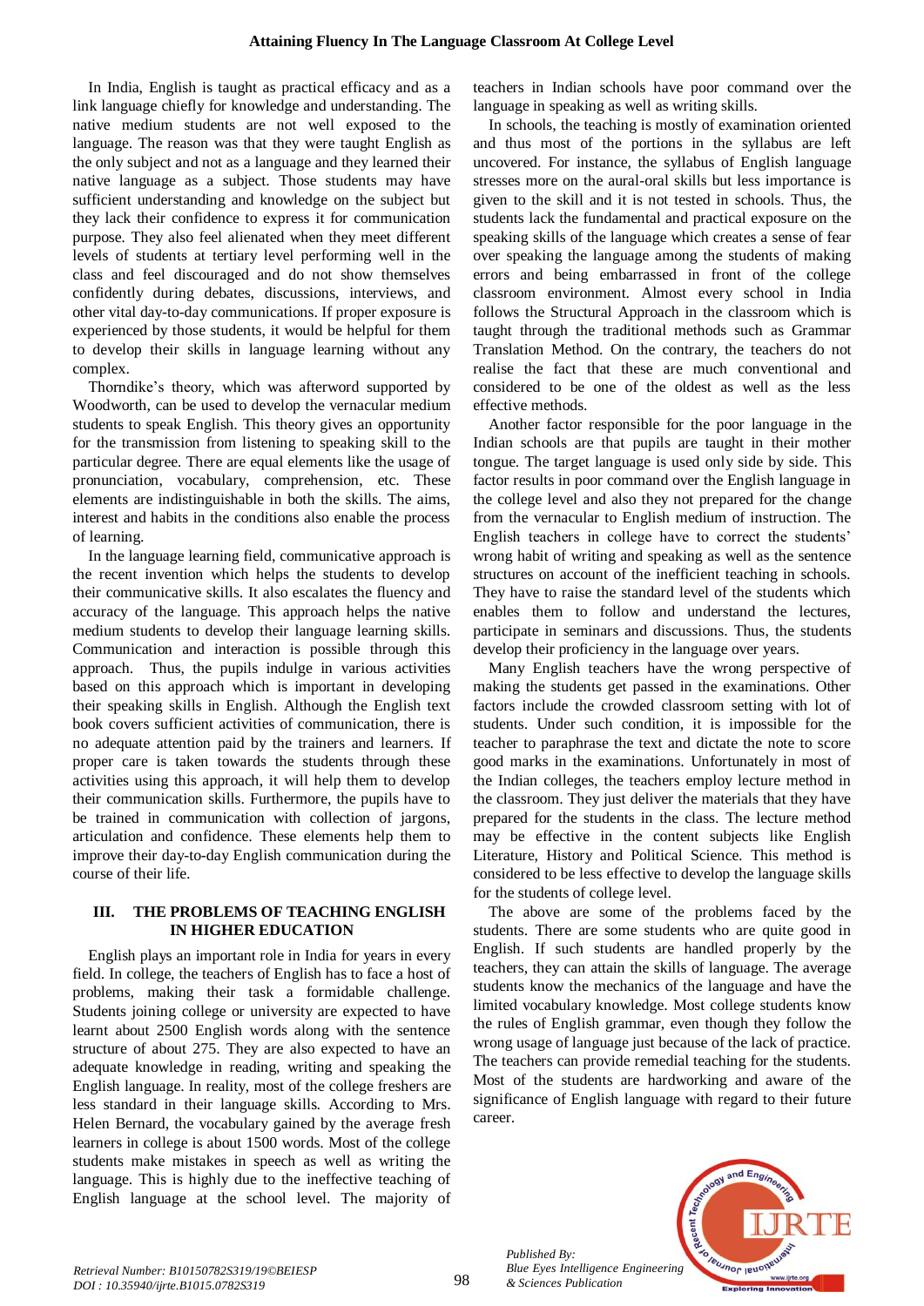In India, English is taught as practical efficacy and as a link language chiefly for knowledge and understanding. The native medium students are not well exposed to the language. The reason was that they were taught English as the only subject and not as a language and they learned their native language as a subject. Those students may have sufficient understanding and knowledge on the subject but they lack their confidence to express it for communication purpose. They also feel alienated when they meet different levels of students at tertiary level performing well in the class and feel discouraged and do not show themselves confidently during debates, discussions, interviews, and other vital day-to-day communications. If proper exposure is experienced by those students, it would be helpful for them to develop their skills in language learning without any complex.

Thorndike's theory, which was afterword supported by Woodworth, can be used to develop the vernacular medium students to speak English. This theory gives an opportunity for the transmission from listening to speaking skill to the particular degree. There are equal elements like the usage of pronunciation, vocabulary, comprehension, etc. These elements are indistinguishable in both the skills. The aims, interest and habits in the conditions also enable the process of learning.

In the language learning field, communicative approach is the recent invention which helps the students to develop their communicative skills. It also escalates the fluency and accuracy of the language. This approach helps the native medium students to develop their language learning skills. Communication and interaction is possible through this approach. Thus, the pupils indulge in various activities based on this approach which is important in developing their speaking skills in English. Although the English text book covers sufficient activities of communication, there is no adequate attention paid by the trainers and learners. If proper care is taken towards the students through these activities using this approach, it will help them to develop their communication skills. Furthermore, the pupils have to be trained in communication with collection of jargons, articulation and confidence. These elements help them to improve their day-to-day English communication during the course of their life.

## III. THE PROBLEMS OF TEACHING ENGLISH IN HIGHER EDUCATION

English plays an important role in India for years in every field. In college, the teachers of English has to face a host of problems, making their task a formidable challenge. Students joining college or university are expected to have learnt about 2500 English words along with the sentence structure of about 275. They are also expected to have an adequate knowledge in reading, writing and speaking the English language. In reality, most of the college freshers are less standard in their language skills. According to Mrs. Helen Bernard, the vocabulary gained by the average fresh learners in college is about 1500 words. Most of the college students make mistakes in speech as well as writing the language. This is highly due to the ineffective teaching of English language at the school level. The majority of teachers in Indian schools have poor command over the language in speaking as well as writing skills.

In schools, the teaching is mostly of examination oriented and thus most of the portions in the syllabus are left uncovered. For instance, the syllabus of English language stresses more on the aural-oral skills but less importance is given to the skill and it is not tested in schools. Thus, the students lack the fundamental and practical exposure on the speaking skills of the language which creates a sense of fear over speaking the language among the students of making errors and being embarrassed in front of the college classroom environment. Almost every school in India follows the Structural Approach in the classroom which is taught through the traditional methods such as Grammar Translation Method. On the contrary, the teachers do not realise the fact that these are much conventional and considered to be one of the oldest as well as the less effective methods.

Another factor responsible for the poor language in the Indian schools are that pupils are taught in their mother tongue. The target language is used only side by side. This factor results in poor command over the English language in the college level and also they not prepared for the change from the vernacular to English medium of instruction. The English teachers in college have to correct the students' wrong habit of writing and speaking as well as the sentence structures on account of the inefficient teaching in schools. They have to raise the standard level of the students which enables them to follow and understand the lectures, participate in seminars and discussions. Thus, the students develop their proficiency in the language over years.

Many English teachers have the wrong perspective of making the students get passed in the examinations. Other factors include the crowded classroom setting with lot of students. Under such condition, it is impossible for the teacher to paraphrase the text and dictate the note to score good marks in the examinations. Unfortunately in most of the Indian colleges, the teachers employ lecture method in the classroom. They just deliver the materials that they have prepared for the students in the class. The lecture method may be effective in the content subjects like English Literature, History and Political Science. This method is considered to be less effective to develop the language skills for the students of college level.

The above are some of the problems faced by the students. There are some students who are quite good in English. If such students are handled properly by the teachers, they can attain the skills of language. The average students know the mechanics of the language and have the limited vocabulary knowledge. Most college students know the rules of English grammar, even though they follow the wrong usage of language just because of the lack of practice. The teachers can provide remedial teaching for the students. Most of the students are hardworking and aware of the significance of English language with regard to their future career.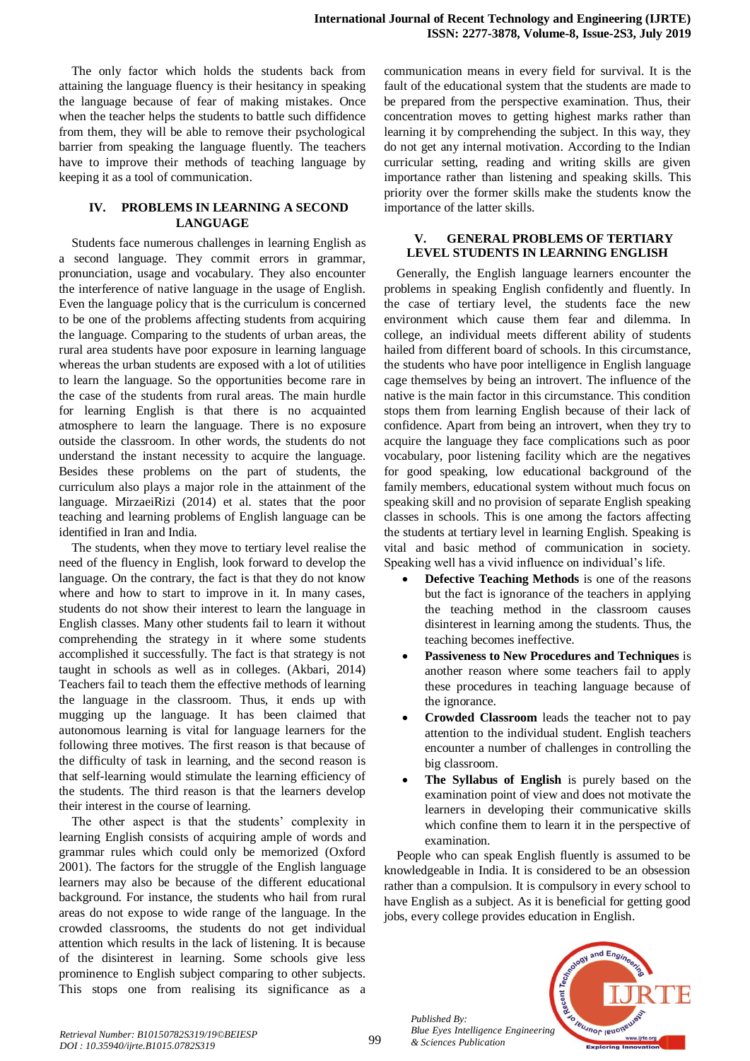The only factor which holds the students back from attaining the language fluency is their hesitancy in speaking the language because of fear of making mistakes. Once when the teacher helps the students to battle such diffidence from them, they will be able to remove their psychological barrier from speaking the language fluently. The teachers have to improve their methods of teaching language by keeping it as a tool of communication.

## IV. PROBLEMS IN LEARNING A SECOND LANGUAGE

Students face numerous challenges in learning English as a second language. They commit errors in grammar, pronunciation, usage and vocabulary. They also encounter the interference of native language in the usage of English. Even the language policy that is the curriculum is concerned to be one of the problems affecting students from acquiring the language. Comparing to the students of urban areas, the rural area students have poor exposure in learning language whereas the urban students are exposed with a lot of utilities to learn the language. So the opportunities become rare in the case of the students from rural areas. The main hurdle for learning English is that there is no acquainted atmosphere to learn the language. There is no exposure outside the classroom. In other words, the students do not understand the instant necessity to acquire the language. Besides these problems on the part of students, the curriculum also plays a major role in the attainment of the language. MirzaeiRizi (2014) et al. states that the poor teaching and learning problems of English language can be identified in Iran and India.

The students, when they move to tertiary level realise the need of the fluency in English, look forward to develop the language. On the contrary, the fact is that they do not know where and how to start to improve in it. In many cases, students do not show their interest to learn the language in English classes. Many other students fail to learn it without comprehending the strategy in it where some students accomplished it successfully. The fact is that strategy is not taught in schools as well as in colleges. (Akbari, 2014) Teachers fail to teach them the effective methods of learning the language in the classroom. Thus, it ends up with mugging up the language. It has been claimed that autonomous learning is vital for language learners for the following three motives. The first reason is that because of the difficulty of task in learning, and the second reason is that self-learning would stimulate the learning efficiency of the students. The third reason is that the learners develop their interest in the course of learning.

The other aspect is that the students' complexity in learning English consists of acquiring ample of words and grammar rules which could only be memorized (Oxford 2001). The factors for the struggle of the English language learners may also be because of the different educational background. For instance, the students who hail from rural areas do not expose to wide range of the language. In the crowded classrooms, the students do not get individual attention which results in the lack of listening. It is because of the disinterest in learning. Some schools give less prominence to English subject comparing to other subjects. This stops one from realising its significance as a communication means in every field for survival. It is the fault of the educational system that the students are made to be prepared from the perspective examination. Thus, their concentration moves to getting highest marks rather than learning it by comprehending the subject. In this way, they do not get any internal motivation. According to the Indian curricular setting, reading and writing skills are given importance rather than listening and speaking skills. This priority over the former skills make the students know the importance of the latter skills.

## V. GENERAL PROBLEMS OF TERTIARY LEVEL STUDENTS IN LEARNING ENGLISH

Generally, the English language learners encounter the problems in speaking English confidently and fluently. In the case of tertiary level, the students face the new environment which cause them fear and dilemma. In college, an individual meets different ability of students hailed from different board of schools. In this circumstance, the students who have poor intelligence in English language cage themselves by being an introvert. The influence of the native is the main factor in this circumstance. This condition stops them from learning English because of their lack of confidence. Apart from being an introvert, when they try to acquire the language they face complications such as poor vocabulary, poor listening facility which are the negatives for good speaking, low educational background of the family members, educational system without much focus on speaking skill and no provision of separate English speaking classes in schools. This is one among the factors affecting the students at tertiary level in learning English. Speaking is vital and basic method of communication in society. Speaking well has a vivid influence on individual's life.

- **Defective Teaching Methods** is one of the reasons but the fact is ignorance of the teachers in applying the teaching method in the classroom causes disinterest in learning among the students. Thus, the teaching becomes ineffective.
- **Passiveness to New Procedures and Techniques** is another reason where some teachers fail to apply these procedures in teaching language because of the ignorance.
- **Crowded Classroom** leads the teacher not to pay attention to the individual student. English teachers encounter a number of challenges in controlling the big classroom.
- **The Syllabus of English** is purely based on the examination point of view and does not motivate the learners in developing their communicative skills which confine them to learn it in the perspective of examination.

People who can speak English fluently is assumed to be knowledgeable in India. It is considered to be an obsession rather than a compulsion. It is compulsory in every school to have English as a subject. As it is beneficial for getting good jobs, every college provides education in English.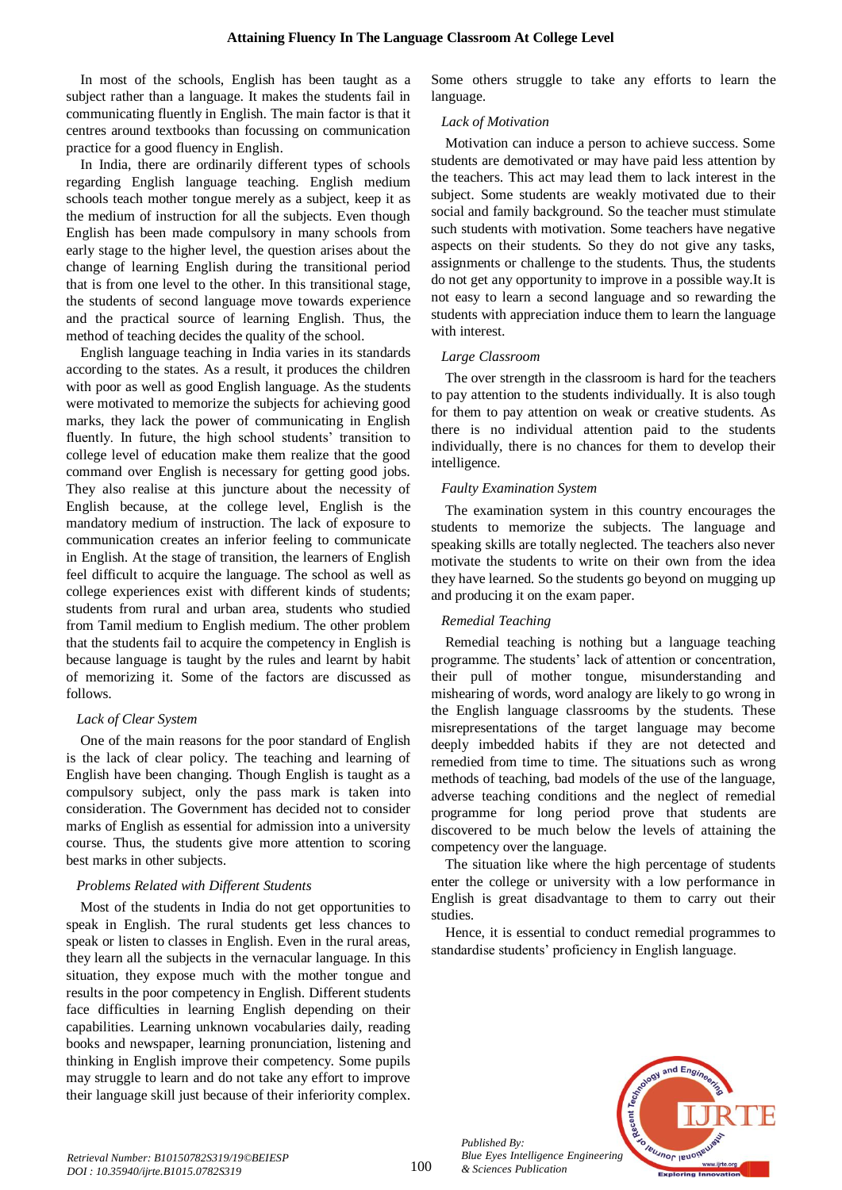In most of the schools, English has been taught as a subject rather than a language. It makes the students fail in communicating fluently in English. The main factor is that it centres around textbooks than focussing on communication practice for a good fluency in English.

In India, there are ordinarily different types of schools regarding English language teaching. English medium schools teach mother tongue merely as a subject, keep it as the medium of instruction for all the subjects. Even though English has been made compulsory in many schools from early stage to the higher level, the question arises about the change of learning English during the transitional period that is from one level to the other. In this transitional stage, the students of second language move towards experience and the practical source of learning English. Thus, the method of teaching decides the quality of the school.

English language teaching in India varies in its standards according to the states. As a result, it produces the children with poor as well as good English language. As the students were motivated to memorize the subjects for achieving good marks, they lack the power of communicating in English fluently. In future, the high school students' transition to college level of education make them realize that the good command over English is necessary for getting good jobs. They also realise at this juncture about the necessity of English because, at the college level, English is the mandatory medium of instruction. The lack of exposure to communication creates an inferior feeling to communicate in English. At the stage of transition, the learners of English feel difficult to acquire the language. The school as well as college experiences exist with different kinds of students; students from rural and urban area, students who studied from Tamil medium to English medium. The other problem that the students fail to acquire the competency in English is because language is taught by the rules and learnt by habit of memorizing it. Some of the factors are discussed as follows.

*Lack of Clear System*

One of the main reasons for the poor standard of English is the lack of clear policy. The teaching and learning of English have been changing. Though English is taught as a compulsory subject, only the pass mark is taken into consideration. The Government has decided not to consider marks of English as essential for admission into a university course. Thus, the students give more attention to scoring best marks in other subjects.

*Problems Related with Different Students*

Most of the students in India do not get opportunities to speak in English. The rural students get less chances to speak or listen to classes in English. Even in the rural areas, they learn all the subjects in the vernacular language. In this situation, they expose much with the mother tongue and results in the poor competency in English. Different students face difficulties in learning English depending on their capabilities. Learning unknown vocabularies daily, reading books and newspaper, learning pronunciation, listening and thinking in English improve their competency. Some pupils may struggle to learn and do not take any effort to improve their language skill just because of their inferiority complex. Some others struggle to take any efforts to learn the language.

*Lack of Motivation*

Motivation can induce a person to achieve success. Some students are demotivated or may have paid less attention by the teachers. This act may lead them to lack interest in the subject. Some students are weakly motivated due to their social and family background. So the teacher must stimulate such students with motivation. Some teachers have negative aspects on their students. So they do not give any tasks, assignments or challenge to the students. Thus, the students do not get any opportunity to improve in a possible way.It is not easy to learn a second language and so rewarding the students with appreciation induce them to learn the language with interest.

*Large Classroom*

The over strength in the classroom is hard for the teachers to pay attention to the students individually. It is also tough for them to pay attention on weak or creative students. As there is no individual attention paid to the students individually, there is no chances for them to develop their intelligence.

*Faulty Examination System*

The examination system in this country encourages the students to memorize the subjects. The language and speaking skills are totally neglected. The teachers also never motivate the students to write on their own from the idea they have learned. So the students go beyond on mugging up and producing it on the exam paper.

*Remedial Teaching*

Remedial teaching is nothing but a language teaching programme. The students' lack of attention or concentration, their pull of mother tongue, misunderstanding and mishearing of words, word analogy are likely to go wrong in the English language classrooms by the students. These misrepresentations of the target language may become deeply imbedded habits if they are not detected and remedied from time to time. The situations such as wrong methods of teaching, bad models of the use of the language, adverse teaching conditions and the neglect of remedial programme for long period prove that students are discovered to be much below the levels of attaining the competency over the language.

The situation like where the high percentage of students enter the college or university with a low performance in English is great disadvantage to them to carry out their studies.

Hence, it is essential to conduct remedial programmes to standardise students' proficiency in English language.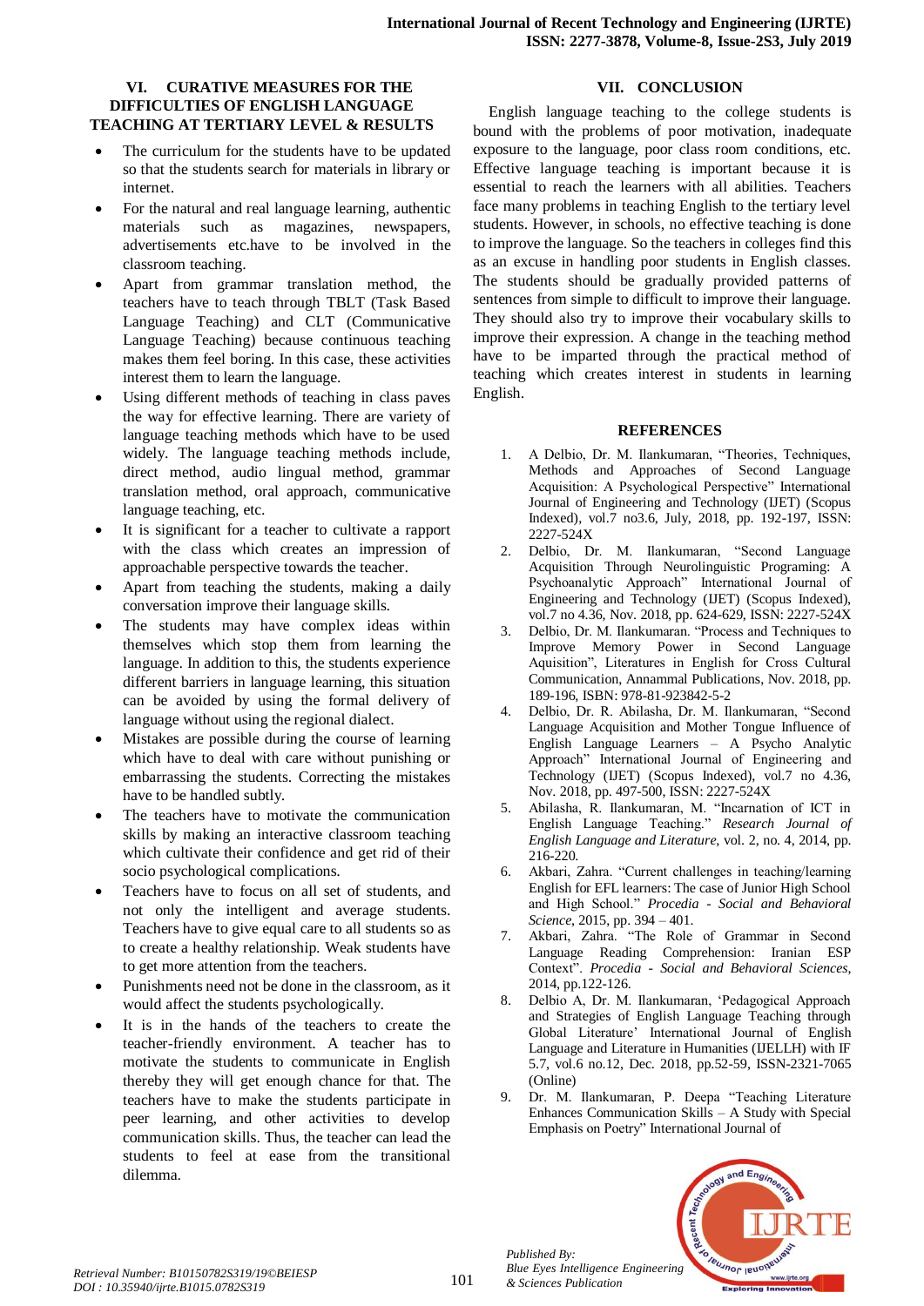## VI. CURATIVE MEASURES FOR THE DIFFICULTIES OF ENGLISH LANGUAGE TEACHING AT TERTIARY LEVEL & RESULTS

- The curriculum for the students have to be updated so that the students search for materials in library or internet.
- For the natural and real language learning, authentic materials such as magazines, newspapers, advertisements etc.have to be involved in the classroom teaching.
- Apart from grammar translation method, the teachers have to teach through TBLT (Task Based Language Teaching) and CLT (Communicative Language Teaching) because continuous teaching makes them feel boring. In this case, these activities interest them to learn the language.
- Using different methods of teaching in class paves the way for effective learning. There are variety of language teaching methods which have to be used widely. The language teaching methods include, direct method, audio lingual method, grammar translation method, oral approach, communicative language teaching, etc.
- It is significant for a teacher to cultivate a rapport with the class which creates an impression of approachable perspective towards the teacher.
- Apart from teaching the students, making a daily conversation improve their language skills.
- The students may have complex ideas within themselves which stop them from learning the language. In addition to this, the students experience different barriers in language learning, this situation can be avoided by using the formal delivery of language without using the regional dialect.
- Mistakes are possible during the course of learning which have to deal with care without punishing or embarrassing the students. Correcting the mistakes have to be handled subtly.
- The teachers have to motivate the communication skills by making an interactive classroom teaching which cultivate their confidence and get rid of their socio psychological complications.
- Teachers have to focus on all set of students, and not only the intelligent and average students. Teachers have to give equal care to all students so as to create a healthy relationship. Weak students have to get more attention from the teachers.
- Punishments need not be done in the classroom, as it would affect the students psychologically.
- It is in the hands of the teachers to create the teacher-friendly environment. A teacher has to motivate the students to communicate in English thereby they will get enough chance for that. The teachers have to make the students participate in peer learning, and other activities to develop communication skills. Thus, the teacher can lead the students to feel at ease from the transitional dilemma.

## VII. CONCLUSION

English language teaching to the college students is bound with the problems of poor motivation, inadequate exposure to the language, poor class room conditions, etc. Effective language teaching is important because it is essential to reach the learners with all abilities. Teachers face many problems in teaching English to the tertiary level students. However, in schools, no effective teaching is done to improve the language. So the teachers in colleges find this as an excuse in handling poor students in English classes. The students should be gradually provided patterns of sentences from simple to difficult to improve their language. They should also try to improve their vocabulary skills to improve their expression. A change in the teaching method have to be imparted through the practical method of teaching which creates interest in students in learning English.

## REFERENCES

1. A Delbio, Dr. M. Ilankumaran, "Theories, Techniques, Methods and Approaches of Second Language Acquisition: A Psychological Perspective" International Journal of Engineering and Technology (IJET) (Scopus Indexed), vol.7 no3.6, July, 2018, pp. 192-197, ISSN: 2227-524X
2. Delbio, Dr. M. Ilankumaran, "Second Language Acquisition Through Neurolinguistic Programing: A Psychoanalytic Approach" International Journal of Engineering and Technology (IJET) (Scopus Indexed), vol.7 no 4.36, Nov. 2018, pp. 624-629, ISSN: 2227-524X
3. Delbio, Dr. M. Ilankumaran. "Process and Techniques to Improve Memory Power in Second Language Aquisition", Literatures in English for Cross Cultural Communication, Annammal Publications, Nov. 2018, pp. 189-196, ISBN: 978-81-923842-5-2
4. Delbio, Dr. R. Abilasha, Dr. M. Ilankumaran, "Second Language Acquisition and Mother Tongue Influence of English Language Learners – A Psycho Analytic Approach" International Journal of Engineering and Technology (IJET) (Scopus Indexed), vol.7 no 4.36, Nov. 2018, pp. 497-500, ISSN: 2227-524X
5. Abilasha, R. Ilankumaran, M. "Incarnation of ICT in English Language Teaching." *Research Journal of English Language and Literature*, vol. 2, no. 4, 2014, pp. 216-220.
6. Akbari, Zahra. "Current challenges in teaching/learning English for EFL learners: The case of Junior High School and High School." *Procedia - Social and Behavioral Science*, 2015, pp. 394 – 401.
7. Akbari, Zahra. "The Role of Grammar in Second Language Reading Comprehension: Iranian ESP Context". *Procedia - Social and Behavioral Sciences*, 2014, pp.122-126.
8. Delbio A, Dr. M. Ilankumaran, 'Pedagogical Approach and Strategies of English Language Teaching through Global Literature' International Journal of English Language and Literature in Humanities (IJELLH) with IF 5.7, vol.6 no.12, Dec. 2018, pp.52-59, ISSN-2321-7065 (Online)
9. Dr. M. Ilankumaran, P. Deepa "Teaching Literature Enhances Communication Skills – A Study with Special Emphasis on Poetry" International Journal of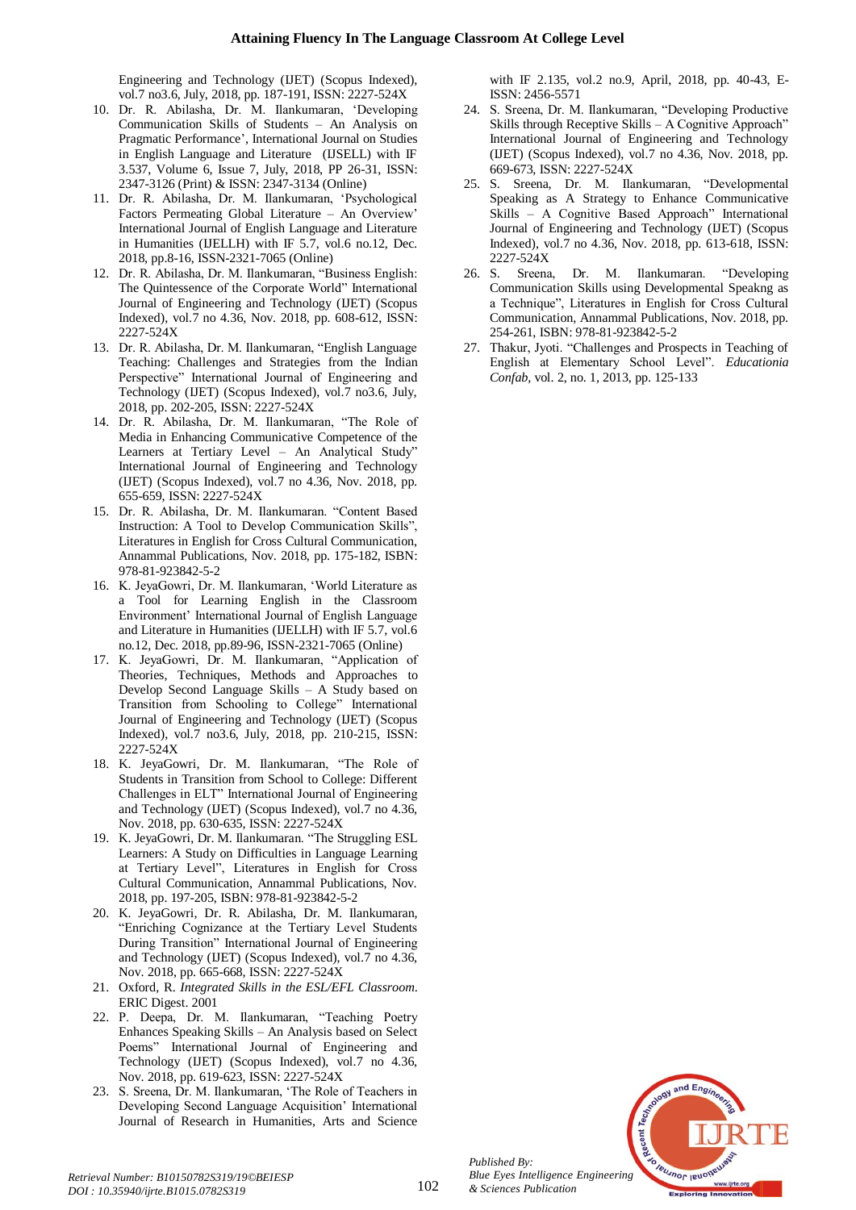Engineering and Technology (IJET) (Scopus Indexed), vol.7 no3.6, July, 2018, pp. 187-191, ISSN: 2227-524X

10. Dr. R. Abilasha, Dr. M. Ilankumaran, 'Developing Communication Skills of Students – An Analysis on Pragmatic Performance', International Journal on Studies in English Language and Literature (IJSELL) with IF 3.537, Volume 6, Issue 7, July, 2018, PP 26-31, ISSN: 2347-3126 (Print) & ISSN: 2347-3134 (Online)
11. Dr. R. Abilasha, Dr. M. Ilankumaran, 'Psychological Factors Permeating Global Literature – An Overview' International Journal of English Language and Literature in Humanities (IJELLH) with IF 5.7, vol.6 no.12, Dec. 2018, pp.8-16, ISSN-2321-7065 (Online)
12. Dr. R. Abilasha, Dr. M. Ilankumaran, "Business English: The Quintessence of the Corporate World" International Journal of Engineering and Technology (IJET) (Scopus Indexed), vol.7 no 4.36, Nov. 2018, pp. 608-612, ISSN: 2227-524X
13. Dr. R. Abilasha, Dr. M. Ilankumaran, "English Language Teaching: Challenges and Strategies from the Indian Perspective" International Journal of Engineering and Technology (IJET) (Scopus Indexed), vol.7 no3.6, July, 2018, pp. 202-205, ISSN: 2227-524X
14. Dr. R. Abilasha, Dr. M. Ilankumaran, "The Role of Media in Enhancing Communicative Competence of the Learners at Tertiary Level – An Analytical Study" International Journal of Engineering and Technology (IJET) (Scopus Indexed), vol.7 no 4.36, Nov. 2018, pp. 655-659, ISSN: 2227-524X
15. Dr. R. Abilasha, Dr. M. Ilankumaran. "Content Based Instruction: A Tool to Develop Communication Skills", Literatures in English for Cross Cultural Communication, Annammal Publications, Nov. 2018, pp. 175-182, ISBN: 978-81-923842-5-2
16. K. JeyaGowri, Dr. M. Ilankumaran, 'World Literature as a Tool for Learning English in the Classroom Environment' International Journal of English Language and Literature in Humanities (IJELLH) with IF 5.7, vol.6 no.12, Dec. 2018, pp.89-96, ISSN-2321-7065 (Online)
17. K. JeyaGowri, Dr. M. Ilankumaran, "Application of Theories, Techniques, Methods and Approaches to Develop Second Language Skills – A Study based on Transition from Schooling to College" International Journal of Engineering and Technology (IJET) (Scopus Indexed), vol.7 no3.6, July, 2018, pp. 210-215, ISSN: 2227-524X
18. K. JeyaGowri, Dr. M. Ilankumaran, "The Role of Students in Transition from School to College: Different Challenges in ELT" International Journal of Engineering and Technology (IJET) (Scopus Indexed), vol.7 no 4.36, Nov. 2018, pp. 630-635, ISSN: 2227-524X
19. K. JeyaGowri, Dr. M. Ilankumaran. "The Struggling ESL Learners: A Study on Difficulties in Language Learning at Tertiary Level", Literatures in English for Cross Cultural Communication, Annammal Publications, Nov. 2018, pp. 197-205, ISBN: 978-81-923842-5-2
20. K. JeyaGowri, Dr. R. Abilasha, Dr. M. Ilankumaran, "Enriching Cognizance at the Tertiary Level Students During Transition" International Journal of Engineering and Technology (IJET) (Scopus Indexed), vol.7 no 4.36, Nov. 2018, pp. 665-668, ISSN: 2227-524X
21. Oxford, R. *Integrated Skills in the ESL/EFL Classroom*. ERIC Digest. 2001
22. P. Deepa, Dr. M. Ilankumaran, "Teaching Poetry Enhances Speaking Skills – An Analysis based on Select Poems" International Journal of Engineering and Technology (IJET) (Scopus Indexed), vol.7 no 4.36, Nov. 2018, pp. 619-623, ISSN: 2227-524X
23. S. Sreena, Dr. M. Ilankumaran, 'The Role of Teachers in Developing Second Language Acquisition' International Journal of Research in Humanities, Arts and Science with IF 2.135, vol.2 no.9, April, 2018, pp. 40-43, E-ISSN: 2456-5571
24. S. Sreena, Dr. M. Ilankumaran, "Developing Productive Skills through Receptive Skills – A Cognitive Approach" International Journal of Engineering and Technology (IJET) (Scopus Indexed), vol.7 no 4.36, Nov. 2018, pp. 669-673, ISSN: 2227-524X
25. S. Sreena, Dr. M. Ilankumaran, "Developmental Speaking as A Strategy to Enhance Communicative Skills – A Cognitive Based Approach" International Journal of Engineering and Technology (IJET) (Scopus Indexed), vol.7 no 4.36, Nov. 2018, pp. 613-618, ISSN: 2227-524X
26. S. Sreena, Dr. M. Ilankumaran. "Developing Communication Skills using Developmental Speakng as a Technique", Literatures in English for Cross Cultural Communication, Annammal Publications, Nov. 2018, pp. 254-261, ISBN: 978-81-923842-5-2
27. Thakur, Jyoti. "Challenges and Prospects in Teaching of English at Elementary School Level". *Educationia Confab*, vol. 2, no. 1, 2013, pp. 125-133